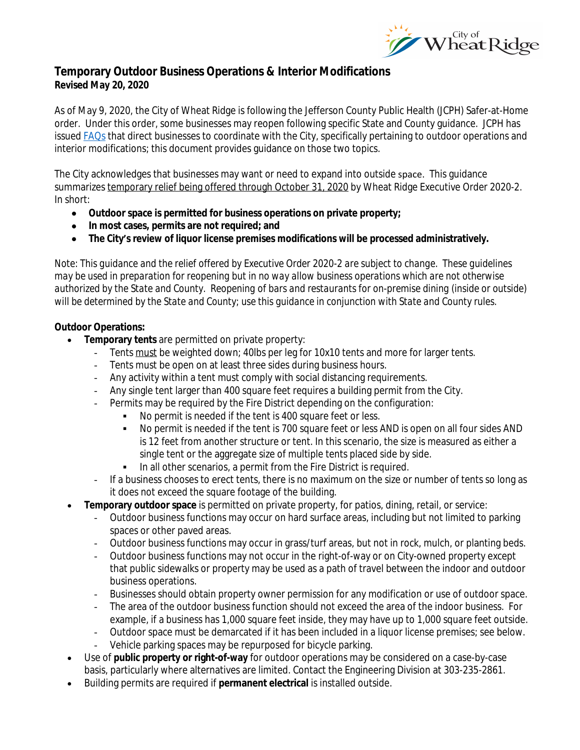## Temporary Outdoor Business Operations & Interior Modifications

**Revised May 20, 2020**

As of May 9, 2020, the City of Wheat Ridge is following the Jefferson County Public Health (JCPH) Safer-at-Home order. Under this order, some businesses may reopen following specific State and County guidance. JCPH has issued [FAQs] that direct businesses to coordinate with the City, specifically pertaining to outdoor operations and interior modifications; this document provides guidance on those two topics.

The City acknowledges that businesses may want or need to expand into outside space. This guidance summarizes temporary relief being offered through October 31, 2020 by Wheat Ridge Executive Order 2020-2. In short:

- **Outdoor space is permitted for business operations on private property;**
- **In most cases, permits are not required; and**
- **The City's review of liquor license premises modifications will be processed administratively.**

*Note: This guidance and the relief offered by Executive Order 2020-2 are subject to change. These guidelines may be used in preparation for reopening but in no way allow business operations which are not otherwise authorized by the State and County. Reopening of bars and restaurants for on-premise dining (inside or outside) will be determined by the State and County; use this guidance in conjunction with State and County rules.*

**Outdoor Operations:**

- **Temporary tents** are permitted on private property:
  - Tents must be weighted down; 40lbs per leg for 10x10 tents and more for larger tents.
  - Tents must be open on at least three sides during business hours.
  - Any activity within a tent must comply with social distancing requirements.
  - Any single tent larger than 400 square feet requires a building permit from the City.
  - Permits may be required by the Fire District depending on the configuration:
    - No permit is needed if the tent is 400 square feet or less.
    - No permit is needed if the tent is 700 square feet or less AND is open on all four sides AND is 12 feet from another structure or tent. In this scenario, the size is measured as either a single tent or the aggregate size of multiple tents placed side by side.
    - In all other scenarios, a permit from the Fire District is required.
  - If a business chooses to erect tents, there is no maximum on the size or number of tents so long as it does not exceed the square footage of the building.
- **Temporary outdoor space** is permitted on private property, for patios, dining, retail, or service:
  - Outdoor business functions may occur on hard surface areas, including but not limited to parking spaces or other paved areas.
  - Outdoor business functions may occur in grass/turf areas, but not in rock, mulch, or planting beds.
  - Outdoor business functions may not occur in the right-of-way or on City-owned property except that public sidewalks or property may be used as a path of travel between the indoor and outdoor business operations.
  - Businesses should obtain property owner permission for any modification or use of outdoor space.
  - The area of the outdoor business function should not exceed the area of the indoor business. For example, if a business has 1,000 square feet inside, they may have up to 1,000 square feet outside.
  - Outdoor space must be demarcated if it has been included in a liquor license premises; see below.
  - Vehicle parking spaces may be repurposed for bicycle parking.
- Use of **public property or right-of-way** for outdoor operations may be considered on a case-by-case basis, particularly where alternatives are limited. Contact the Engineering Division at 303-235-2861.
- Building permits are required if **permanent electrical** is installed outside.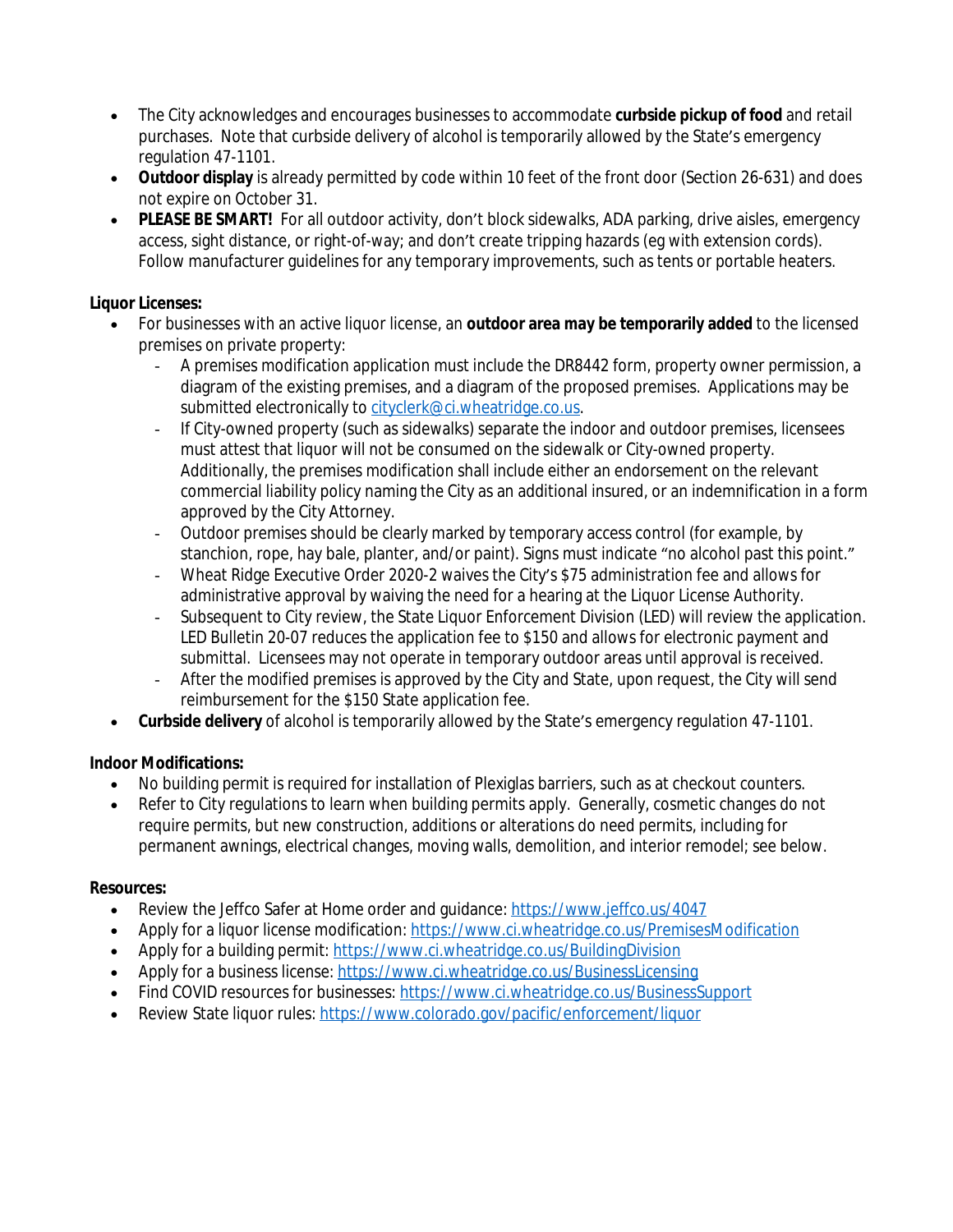- The City acknowledges and encourages businesses to accommodate **curbside pickup of food** and retail purchases. Note that curbside delivery of alcohol is temporarily allowed by the State's emergency regulation 47-1101.
- **Outdoor display** is already permitted by code within 10 feet of the front door (Section 26-631) and does not expire on October 31.
- **PLEASE BE SMART!** For all outdoor activity, don't block sidewalks, ADA parking, drive aisles, emergency access, sight distance, or right-of-way; and don't create tripping hazards (eg with extension cords). Follow manufacturer guidelines for any temporary improvements, such as tents or portable heaters.

**Liquor Licenses:**

- For businesses with an active liquor license, an **outdoor area may be temporarily added** to the licensed premises on private property:
  - A premises modification application must include the DR8442 form, property owner permission, a diagram of the existing premises, and a diagram of the proposed premises. Applications may be submitted electronically to cityclerk@ci.wheatridge.co.us.
  - If City-owned property (such as sidewalks) separate the indoor and outdoor premises, licensees must attest that liquor will not be consumed on the sidewalk or City-owned property. Additionally, the premises modification shall include either an endorsement on the relevant commercial liability policy naming the City as an additional insured, or an indemnification in a form approved by the City Attorney.
  - Outdoor premises should be clearly marked by temporary access control (for example, by stanchion, rope, hay bale, planter, and/or paint). Signs must indicate "no alcohol past this point."
  - Wheat Ridge Executive Order 2020-2 waives the City's $75 administration fee and allows for administrative approval by waiving the need for a hearing at the Liquor License Authority.
  - Subsequent to City review, the State Liquor Enforcement Division (LED) will review the application. LED Bulletin 20-07 reduces the application fee to $150 and allows for electronic payment and submittal. Licensees may not operate in temporary outdoor areas until approval is received.
  - After the modified premises is approved by the City and State, upon request, the City will send reimbursement for the $150 State application fee.
- **Curbside delivery** of alcohol is temporarily allowed by the State's emergency regulation 47-1101.

**Indoor Modifications:**

- No building permit is required for installation of Plexiglas barriers, such as at checkout counters.
- Refer to City regulations to learn when building permits apply. Generally, cosmetic changes do not require permits, but new construction, additions or alterations do need permits, including for permanent awnings, electrical changes, moving walls, demolition, and interior remodel; see below.

**Resources:**

- Review the Jeffco Safer at Home order and guidance: https://www.jeffco.us/4047
- Apply for a liquor license modification: https://www.ci.wheatridge.co.us/PremisesModification
- Apply for a building permit: https://www.ci.wheatridge.co.us/BuildingDivision
- Apply for a business license: https://www.ci.wheatridge.co.us/BusinessLicensing
- Find COVID resources for businesses: https://www.ci.wheatridge.co.us/BusinessSupport
- Review State liquor rules: https://www.colorado.gov/pacific/enforcement/liquor